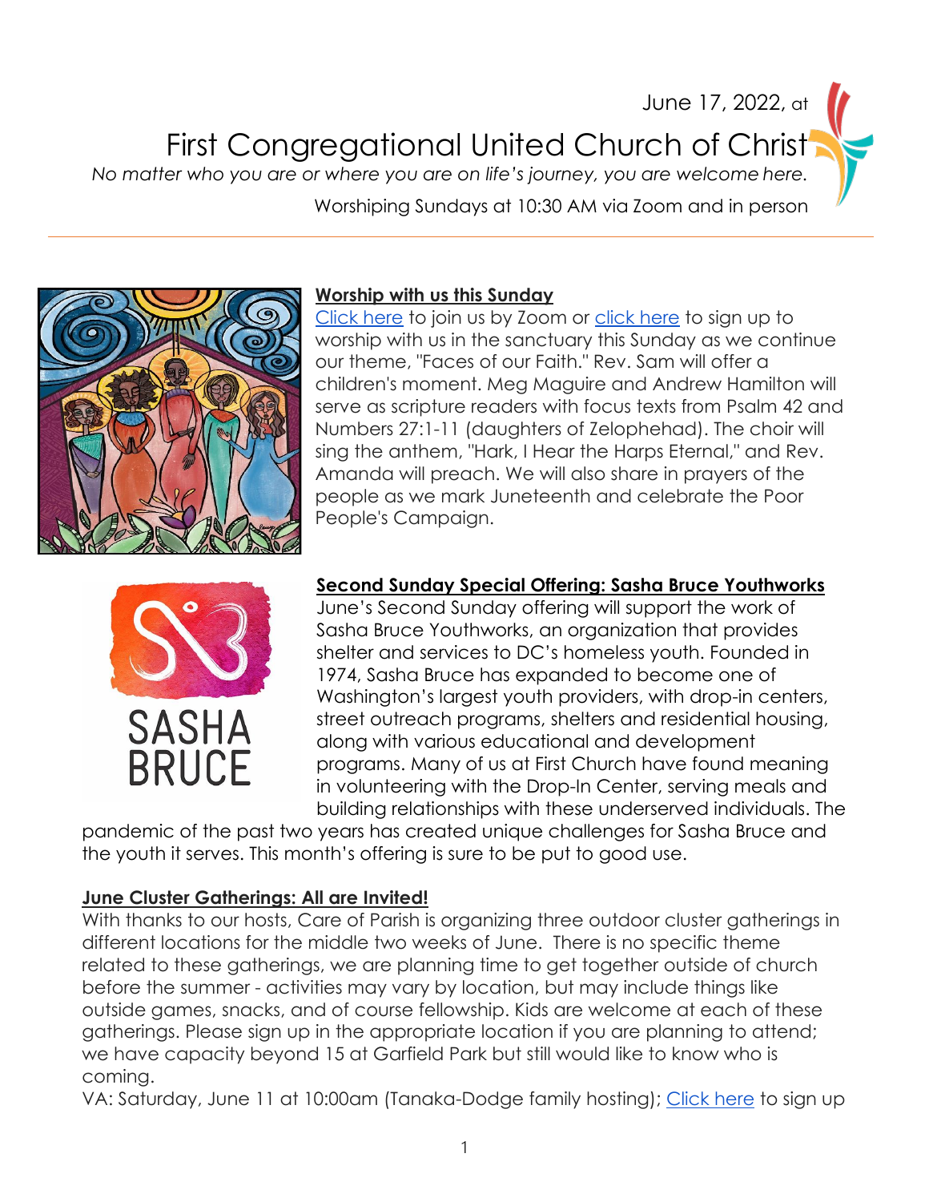June 17, 2022, at

# First Congregational United Church of Christ

*No matter who you are or where you are on life's journey, you are welcome here.*

Worshiping Sundays at 10:30 AM via Zoom and in person

---

## Worship with us this Sunday

Click here to join us by Zoom or click here to sign up to worship with us in the sanctuary this Sunday as we continue our theme, "Faces of our Faith." Rev. Sam will offer a children's moment. Meg Maguire and Andrew Hamilton will serve as scripture readers with focus texts from Psalm 42 and Numbers 27:1-11 (daughters of Zelophehad). The choir will sing the anthem, "Hark, I Hear the Harps Eternal," and Rev. Amanda will preach. We will also share in prayers of the people as we mark Juneteenth and celebrate the Poor People's Campaign.

## Second Sunday Special Offering: Sasha Bruce Youthworks

June's Second Sunday offering will support the work of Sasha Bruce Youthworks, an organization that provides shelter and services to DC's homeless youth. Founded in 1974, Sasha Bruce has expanded to become one of Washington's largest youth providers, with drop-in centers, street outreach programs, shelters and residential housing, along with various educational and development programs. Many of us at First Church have found meaning in volunteering with the Drop-In Center, serving meals and building relationships with these underserved individuals. The pandemic of the past two years has created unique challenges for Sasha Bruce and the youth it serves. This month's offering is sure to be put to good use.

## June Cluster Gatherings: All are Invited!

With thanks to our hosts, Care of Parish is organizing three outdoor cluster gatherings in different locations for the middle two weeks of June. There is no specific theme related to these gatherings, we are planning time to get together outside of church before the summer - activities may vary by location, but may include things like outside games, snacks, and of course fellowship. Kids are welcome at each of these gatherings. Please sign up in the appropriate location if you are planning to attend; we have capacity beyond 15 at Garfield Park but still would like to know who is coming.

VA: Saturday, June 11 at 10:00am (Tanaka-Dodge family hosting); Click here to sign up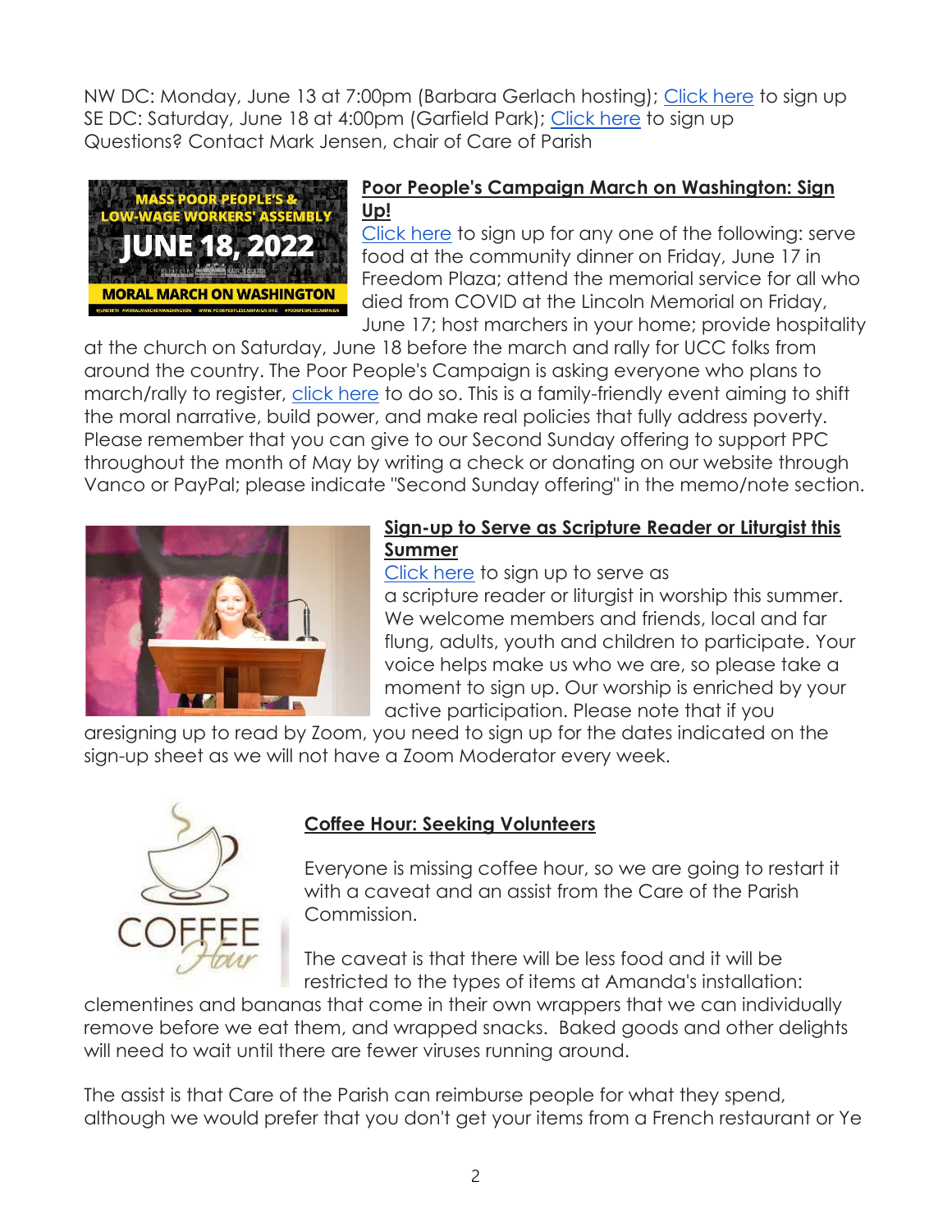NW DC: Monday, June 13 at 7:00pm (Barbara Gerlach hosting); Click here to sign up
SE DC: Saturday, June 18 at 4:00pm (Garfield Park); Click here to sign up
Questions? Contact Mark Jensen, chair of Care of Parish

## Poor People's Campaign March on Washington: Sign Up!

Click here to sign up for any one of the following: serve food at the community dinner on Friday, June 17 in Freedom Plaza; attend the memorial service for all who died from COVID at the Lincoln Memorial on Friday, June 17; host marchers in your home; provide hospitality at the church on Saturday, June 18 before the march and rally for UCC folks from around the country. The Poor People's Campaign is asking everyone who plans to march/rally to register, click here to do so. This is a family-friendly event aiming to shift the moral narrative, build power, and make real policies that fully address poverty. Please remember that you can give to our Second Sunday offering to support PPC throughout the month of May by writing a check or donating on our website through Vanco or PayPal; please indicate "Second Sunday offering" in the memo/note section.

## Sign-up to Serve as Scripture Reader or Liturgist this Summer

Click here to sign up to serve as a scripture reader or liturgist in worship this summer. We welcome members and friends, local and far flung, adults, youth and children to participate. Your voice helps make us who we are, so please take a moment to sign up. Our worship is enriched by your active participation. Please note that if you aresigning up to read by Zoom, you need to sign up for the dates indicated on the sign-up sheet as we will not have a Zoom Moderator every week.

## Coffee Hour: Seeking Volunteers

Everyone is missing coffee hour, so we are going to restart it with a caveat and an assist from the Care of the Parish Commission.

The caveat is that there will be less food and it will be restricted to the types of items at Amanda's installation: clementines and bananas that come in their own wrappers that we can individually remove before we eat them, and wrapped snacks. Baked goods and other delights will need to wait until there are fewer viruses running around.

The assist is that Care of the Parish can reimburse people for what they spend, although we would prefer that you don't get your items from a French restaurant or Ye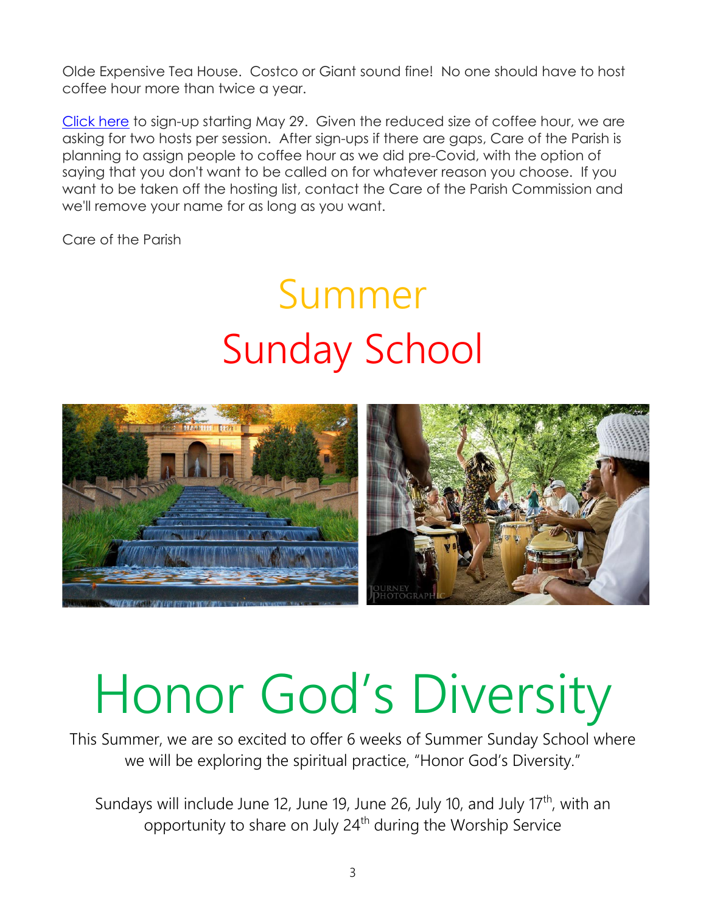Olde Expensive Tea House. Costco or Giant sound fine! No one should have to host coffee hour more than twice a year.

[Click here] to sign-up starting May 29. Given the reduced size of coffee hour, we are asking for two hosts per session. After sign-ups if there are gaps, Care of the Parish is planning to assign people to coffee hour as we did pre-Covid, with the option of saying that you don't want to be called on for whatever reason you choose. If you want to be taken off the hosting list, contact the Care of the Parish Commission and we'll remove your name for as long as you want.

Care of the Parish

# Summer Sunday School

# Honor God's Diversity

This Summer, we are so excited to offer 6 weeks of Summer Sunday School where we will be exploring the spiritual practice, "Honor God's Diversity."

Sundays will include June 12, June 19, June 26, July 10, and July 17th, with an opportunity to share on July 24th during the Worship Service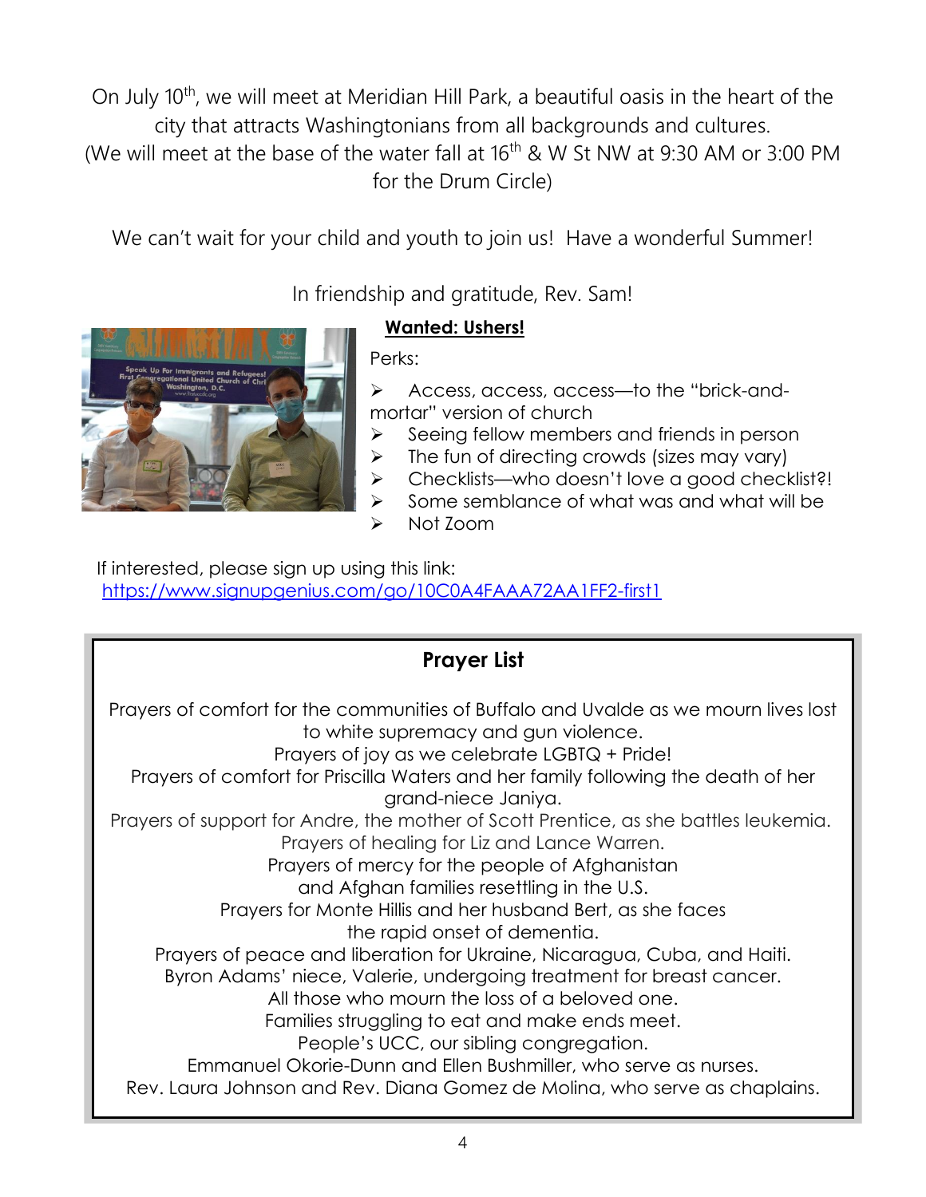On July 10th, we will meet at Meridian Hill Park, a beautiful oasis in the heart of the city that attracts Washingtonians from all backgrounds and cultures.
(We will meet at the base of the water fall at 16th & W St NW at 9:30 AM or 3:00 PM for the Drum Circle)

We can't wait for your child and youth to join us! Have a wonderful Summer!

In friendship and gratitude, Rev. Sam!

**Wanted: Ushers!**

Perks:

- Access, access, access—to the "brick-and-mortar" version of church
- Seeing fellow members and friends in person
- The fun of directing crowds (sizes may vary)
- Checklists—who doesn't love a good checklist?!
- Some semblance of what was and what will be
- Not Zoom

If interested, please sign up using this link:
https://www.signupgenius.com/go/10C0A4FAAA72AA1FF2-first1

## Prayer List

Prayers of comfort for the communities of Buffalo and Uvalde as we mourn lives lost to white supremacy and gun violence.
Prayers of joy as we celebrate LGBTQ + Pride!
Prayers of comfort for Priscilla Waters and her family following the death of her grand-niece Janiya.
Prayers of support for Andre, the mother of Scott Prentice, as she battles leukemia.
Prayers of healing for Liz and Lance Warren.
Prayers of mercy for the people of Afghanistan and Afghan families resettling in the U.S.
Prayers for Monte Hillis and her husband Bert, as she faces the rapid onset of dementia.
Prayers of peace and liberation for Ukraine, Nicaragua, Cuba, and Haiti.
Byron Adams' niece, Valerie, undergoing treatment for breast cancer.
All those who mourn the loss of a beloved one.
Families struggling to eat and make ends meet.
People's UCC, our sibling congregation.
Emmanuel Okorie-Dunn and Ellen Bushmiller, who serve as nurses.
Rev. Laura Johnson and Rev. Diana Gomez de Molina, who serve as chaplains.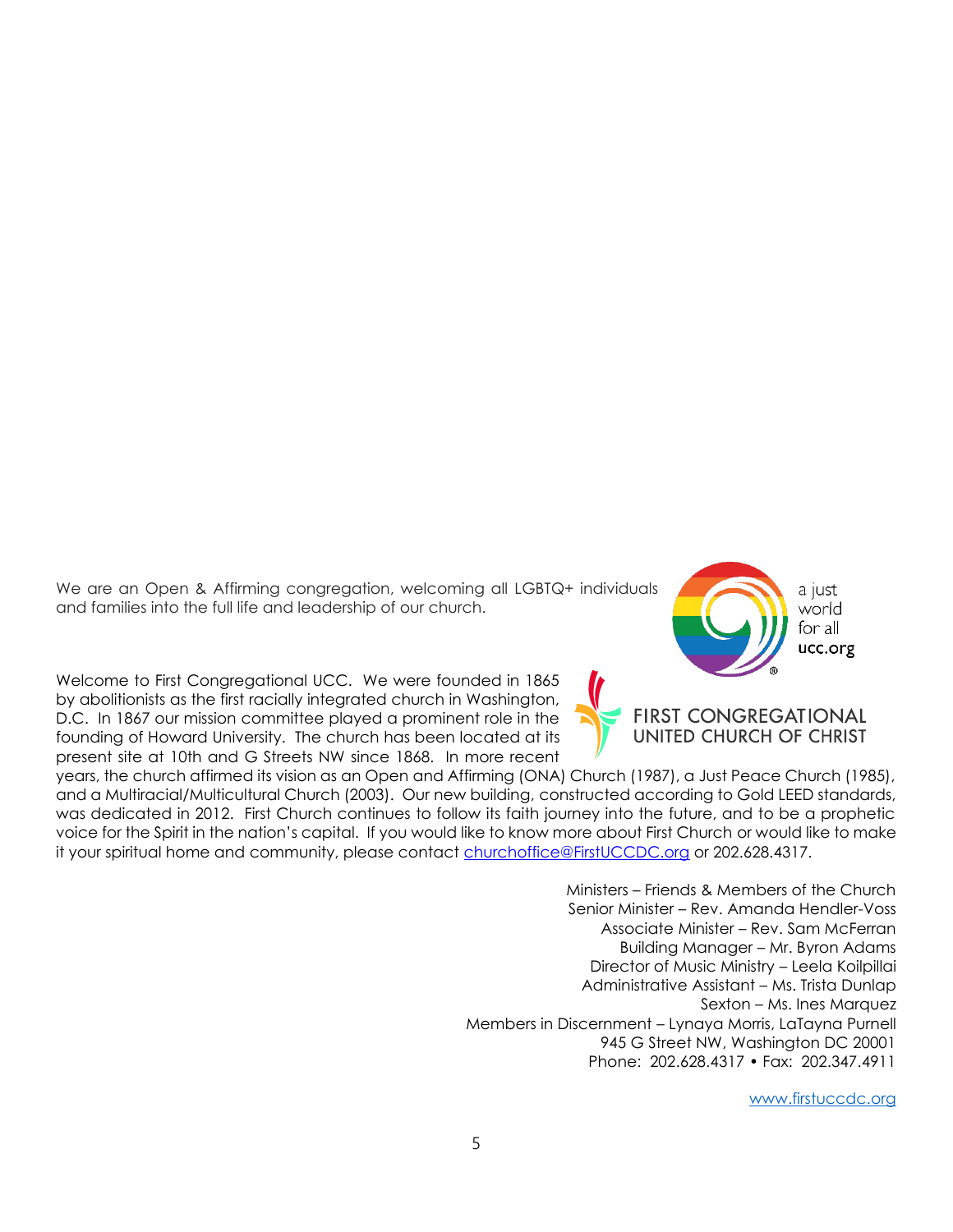We are an Open & Affirming congregation, welcoming all LGBTQ+ individuals and families into the full life and leadership of our church.

a just world for all
ucc.org

FIRST CONGREGATIONAL
UNITED CHURCH OF CHRIST

Welcome to First Congregational UCC. We were founded in 1865 by abolitionists as the first racially integrated church in Washington, D.C. In 1867 our mission committee played a prominent role in the founding of Howard University. The church has been located at its present site at 10th and G Streets NW since 1868. In more recent years, the church affirmed its vision as an Open and Affirming (ONA) Church (1987), a Just Peace Church (1985), and a Multiracial/Multicultural Church (2003). Our new building, constructed according to Gold LEED standards, was dedicated in 2012. First Church continues to follow its faith journey into the future, and to be a prophetic voice for the Spirit in the nation's capital. If you would like to know more about First Church or would like to make it your spiritual home and community, please contact [churchoffice@FirstUCCDC.org](mailto:churchoffice@FirstUCCDC.org) or 202.628.4317.

Ministers – Friends & Members of the Church
Senior Minister – Rev. Amanda Hendler-Voss
Associate Minister – Rev. Sam McFerran
Building Manager – Mr. Byron Adams
Director of Music Ministry – Leela Koilpillai
Administrative Assistant – Ms. Trista Dunlap
Sexton – Ms. Ines Marquez
Members in Discernment – Lynaya Morris, LaTayna Purnell
945 G Street NW, Washington DC 20001
Phone: 202.628.4317 • Fax: 202.347.4911

[www.firstuccdc.org](http://www.firstuccdc.org)